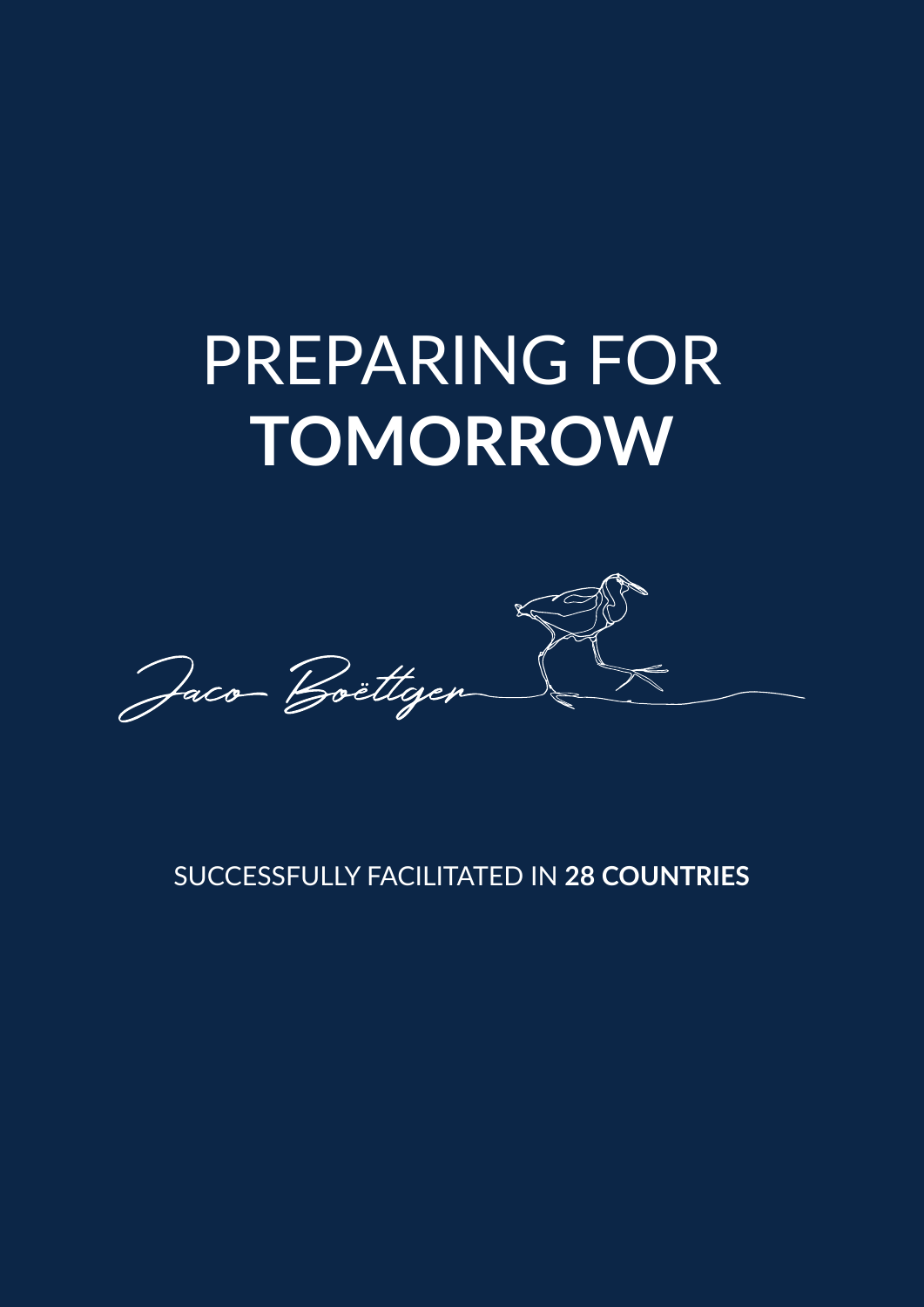# PREPARING FOR **TOMORROW**

Jaco Boëttger

SUCCESSFULLY FACILITATED IN **28 COUNTRIES**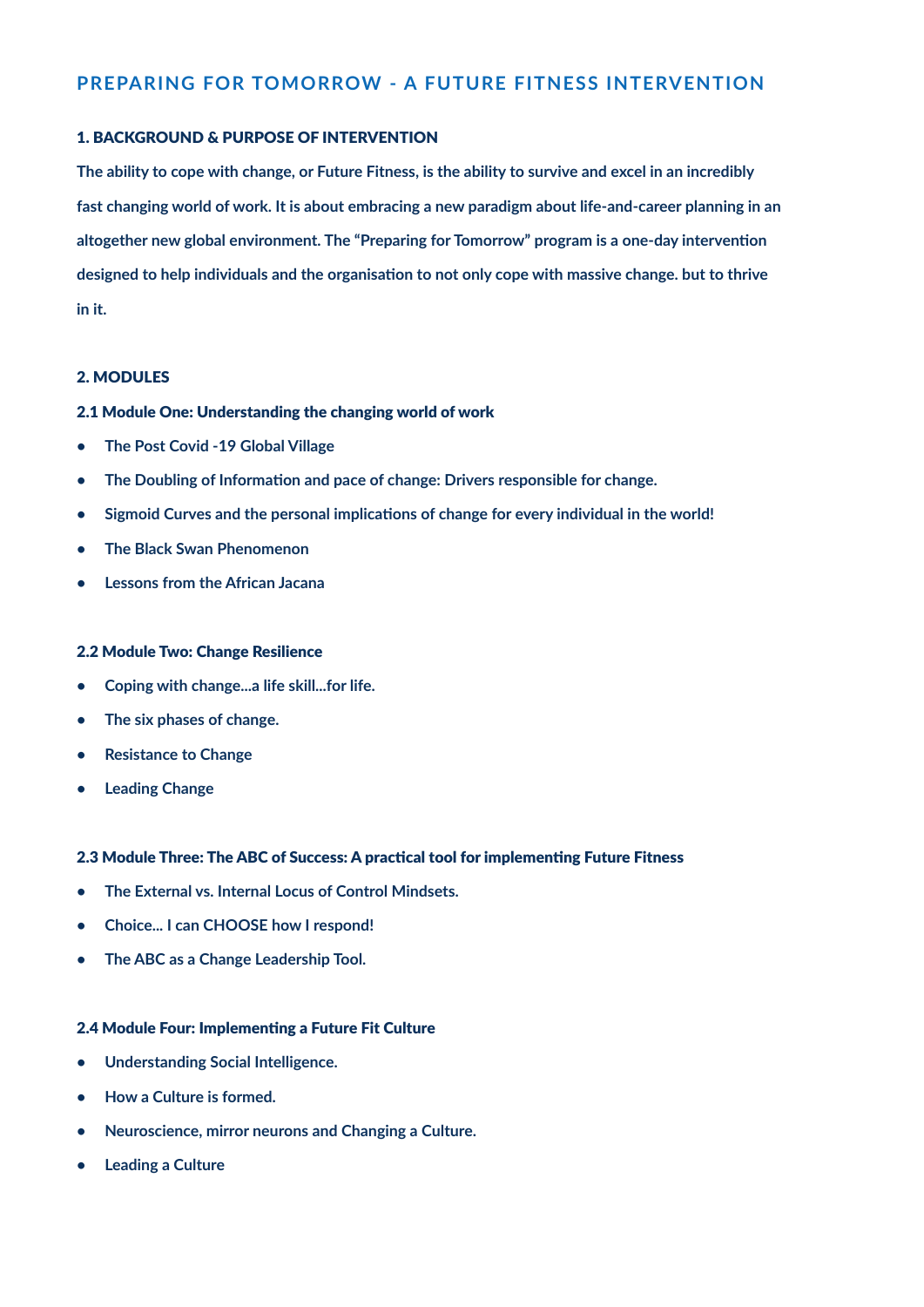# PREPARING FOR TOMORROW - A FUTURE FITNESS INTERVENTION

## 1. BACKGROUND & PURPOSE OF INTERVENTION

**The ability to cope with change, or Future Fitness, is the ability to survive and excel in an incredibly fast changing world of work. It is about embracing a new paradigm about life-and-career planning in an altogether new global environment. The "Preparing for Tomorrow" program is a one-day intervention designed to help individuals and the organisation to not only cope with massive change. but to thrive in it.**

## 2. MODULES

### 2.1 Module One: Understanding the changing world of work

- The Post Covid -19 Global Village
- The Doubling of Information and pace of change: Drivers responsible for change.
- Sigmoid Curves and the personal implications of change for every individual in the world!
- The Black Swan Phenomenon
- Lessons from the African Jacana

### 2.2 Module Two: Change Resilience

- Coping with change...a life skill...for life.
- The six phases of change.
- Resistance to Change
- Leading Change

### 2.3 Module Three: The ABC of Success: A practical tool for implementing Future Fitness

- The External vs. Internal Locus of Control Mindsets.
- Choice... I can CHOOSE how I respond!
- The ABC as a Change Leadership Tool.

### 2.4 Module Four: Implementing a Future Fit Culture

- Understanding Social Intelligence.
- How a Culture is formed.
- Neuroscience, mirror neurons and Changing a Culture.
- Leading a Culture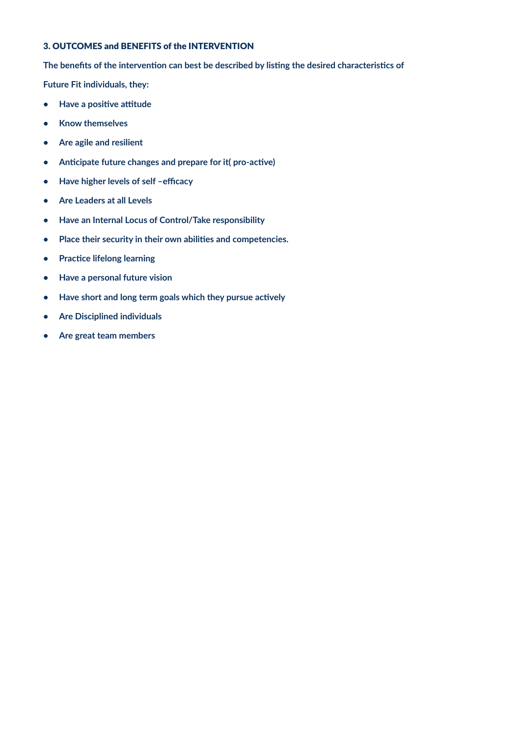### 3. OUTCOMES and BENEFITS of the INTERVENTION

**The benefits of the intervention can best be described by listing the desired characteristics of Future Fit individuals, they:**

- **Have a positive attitude**
- **Know themselves**
- **Are agile and resilient**
- **Anticipate future changes and prepare for it( pro-active)**
- **Have higher levels of self –efficacy**
- **Are Leaders at all Levels**
- **Have an Internal Locus of Control/Take responsibility**
- **Place their security in their own abilities and competencies.**
- **Practice lifelong learning**
- **Have a personal future vision**
- **Have short and long term goals which they pursue actively**
- **Are Disciplined individuals**
- **Are great team members**